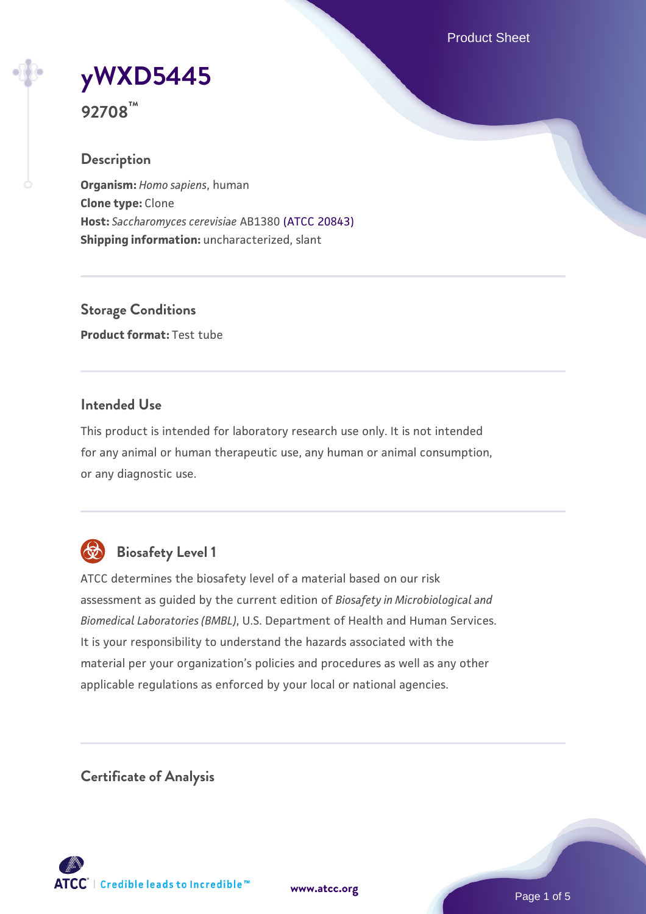# yWXD5445

**92708™**

## Description

**Organism:** *Homo sapiens*, human
**Clone type:** Clone
**Host:** *Saccharomyces cerevisiae* AB1380 (ATCC 20843)
**Shipping information:** uncharacterized, slant

## Storage Conditions

**Product format:** Test tube

## Intended Use

This product is intended for laboratory research use only. It is not intended for any animal or human therapeutic use, any human or animal consumption, or any diagnostic use.

## Biosafety Level 1

ATCC determines the biosafety level of a material based on our risk assessment as guided by the current edition of *Biosafety in Microbiological and Biomedical Laboratories (BMBL)*, U.S. Department of Health and Human Services. It is your responsibility to understand the hazards associated with the material per your organization's policies and procedures as well as any other applicable regulations as enforced by your local or national agencies.

## Certificate of Analysis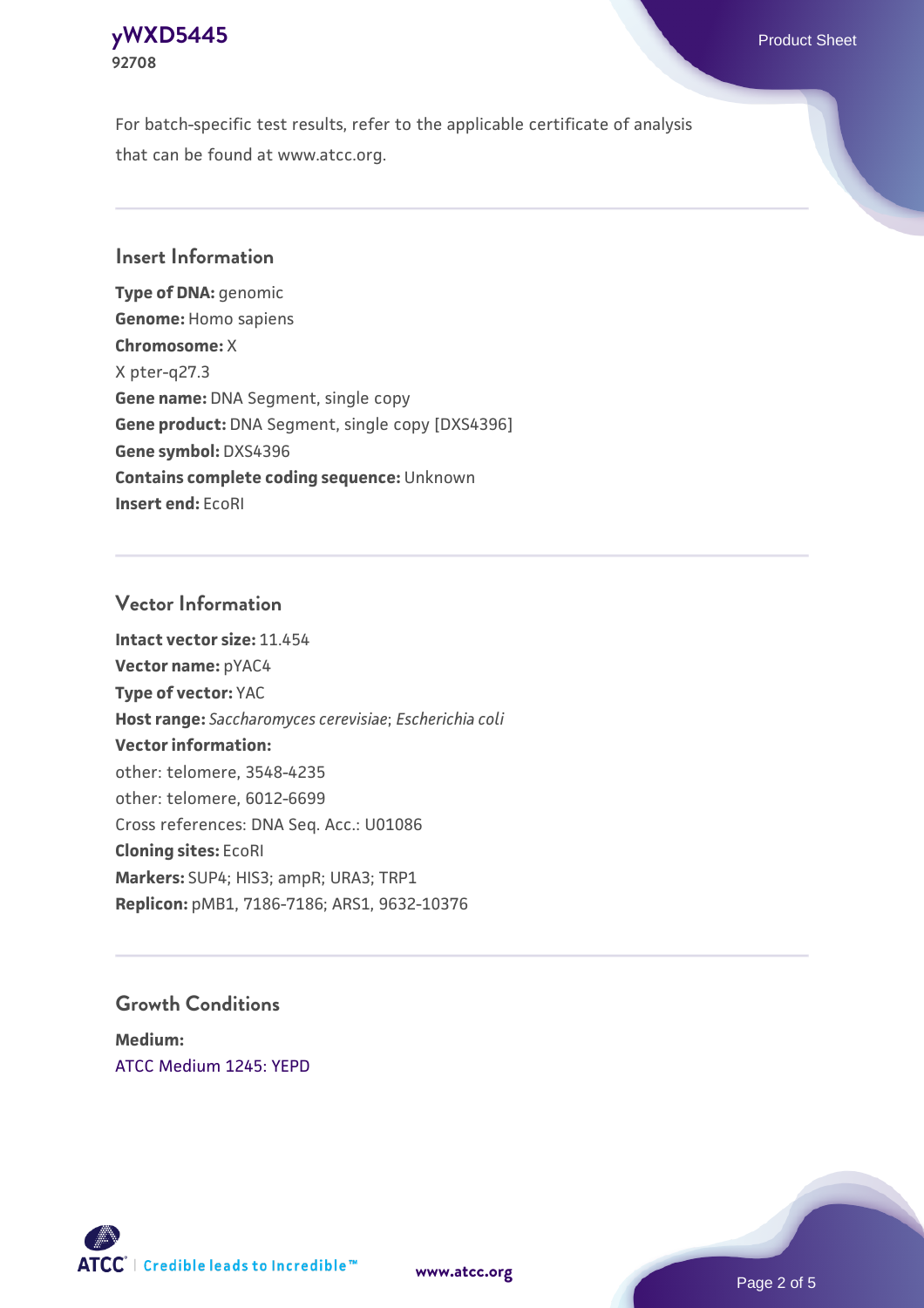For batch-specific test results, refer to the applicable certificate of analysis that can be found at www.atcc.org.

## Insert Information

**Type of DNA:** genomic
**Genome:** Homo sapiens
**Chromosome:** X
X pter-q27.3
**Gene name:** DNA Segment, single copy
**Gene product:** DNA Segment, single copy [DXS4396]
**Gene symbol:** DXS4396
**Contains complete coding sequence:** Unknown
**Insert end:** EcoRI

## Vector Information

**Intact vector size:** 11.454
**Vector name:** pYAC4
**Type of vector:** YAC
**Host range:** *Saccharomyces cerevisiae*; *Escherichia coli*
**Vector information:**
other: telomere, 3548-4235
other: telomere, 6012-6699
Cross references: DNA Seq. Acc.: U01086
**Cloning sites:** EcoRI
**Markers:** SUP4; HIS3; ampR; URA3; TRP1
**Replicon:** pMB1, 7186-7186; ARS1, 9632-10376

## Growth Conditions

**Medium:**
ATCC Medium 1245: YEPD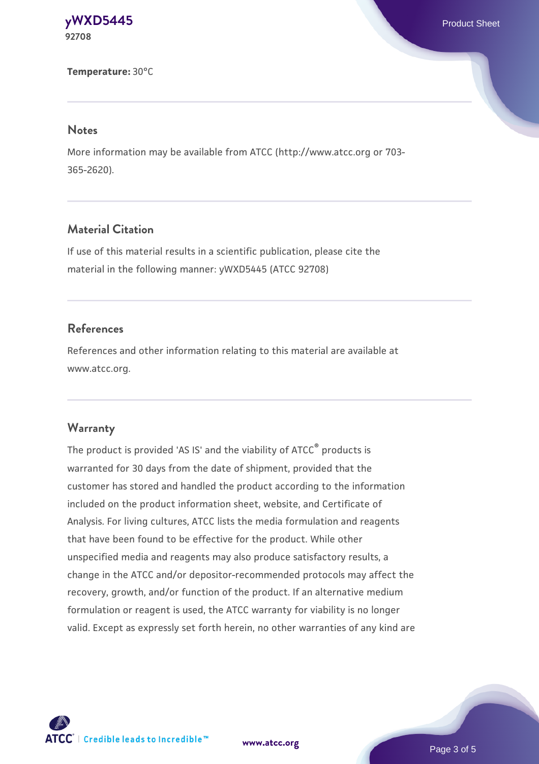**Temperature:** 30°C

## Notes

More information may be available from ATCC (http://www.atcc.org or 703-365-2620).

## Material Citation

If use of this material results in a scientific publication, please cite the material in the following manner: yWXD5445 (ATCC 92708)

## References

References and other information relating to this material are available at www.atcc.org.

## Warranty

The product is provided 'AS IS' and the viability of ATCC® products is warranted for 30 days from the date of shipment, provided that the customer has stored and handled the product according to the information included on the product information sheet, website, and Certificate of Analysis. For living cultures, ATCC lists the media formulation and reagents that have been found to be effective for the product. While other unspecified media and reagents may also produce satisfactory results, a change in the ATCC and/or depositor-recommended protocols may affect the recovery, growth, and/or function of the product. If an alternative medium formulation or reagent is used, the ATCC warranty for viability is no longer valid. Except as expressly set forth herein, no other warranties of any kind are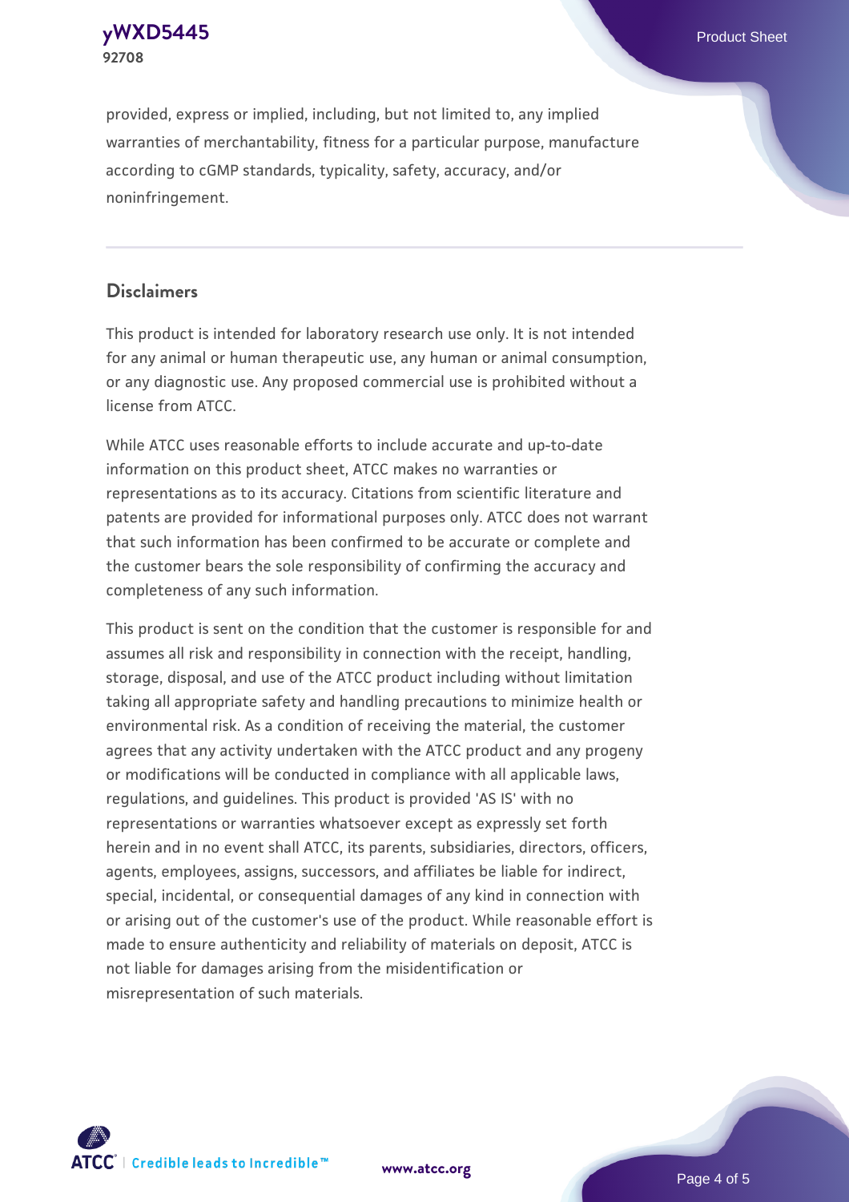provided, express or implied, including, but not limited to, any implied warranties of merchantability, fitness for a particular purpose, manufacture according to cGMP standards, typicality, safety, accuracy, and/or noninfringement.

## Disclaimers

This product is intended for laboratory research use only. It is not intended for any animal or human therapeutic use, any human or animal consumption, or any diagnostic use. Any proposed commercial use is prohibited without a license from ATCC.

While ATCC uses reasonable efforts to include accurate and up-to-date information on this product sheet, ATCC makes no warranties or representations as to its accuracy. Citations from scientific literature and patents are provided for informational purposes only. ATCC does not warrant that such information has been confirmed to be accurate or complete and the customer bears the sole responsibility of confirming the accuracy and completeness of any such information.

This product is sent on the condition that the customer is responsible for and assumes all risk and responsibility in connection with the receipt, handling, storage, disposal, and use of the ATCC product including without limitation taking all appropriate safety and handling precautions to minimize health or environmental risk. As a condition of receiving the material, the customer agrees that any activity undertaken with the ATCC product and any progeny or modifications will be conducted in compliance with all applicable laws, regulations, and guidelines. This product is provided 'AS IS' with no representations or warranties whatsoever except as expressly set forth herein and in no event shall ATCC, its parents, subsidiaries, directors, officers, agents, employees, assigns, successors, and affiliates be liable for indirect, special, incidental, or consequential damages of any kind in connection with or arising out of the customer's use of the product. While reasonable effort is made to ensure authenticity and reliability of materials on deposit, ATCC is not liable for damages arising from the misidentification or misrepresentation of such materials.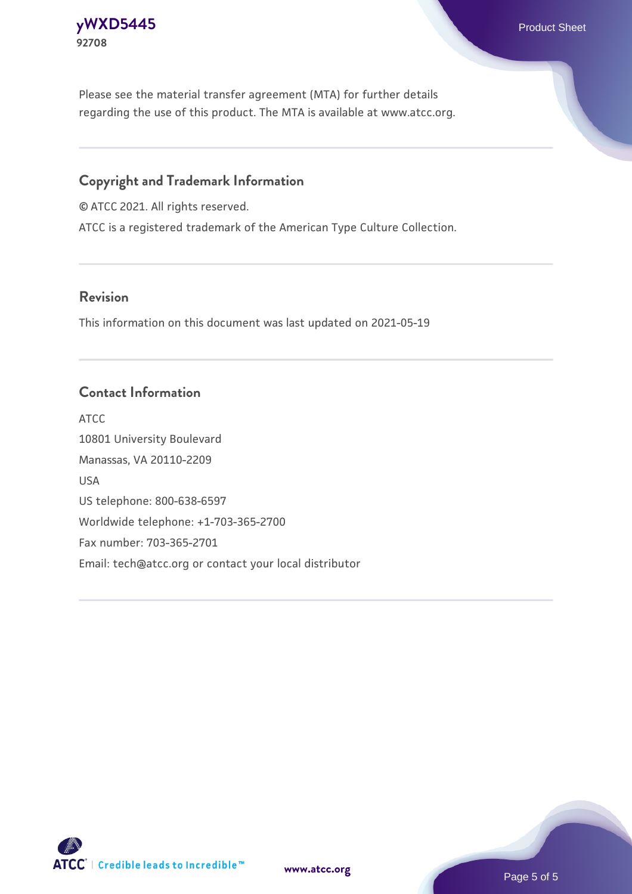Please see the material transfer agreement (MTA) for further details regarding the use of this product. The MTA is available at www.atcc.org.

## Copyright and Trademark Information

© ATCC 2021. All rights reserved.

ATCC is a registered trademark of the American Type Culture Collection.

## Revision

This information on this document was last updated on 2021-05-19

## Contact Information

ATCC
10801 University Boulevard
Manassas, VA 20110-2209
USA
US telephone: 800-638-6597
Worldwide telephone: +1-703-365-2700
Fax number: 703-365-2701
Email: tech@atcc.org or contact your local distributor